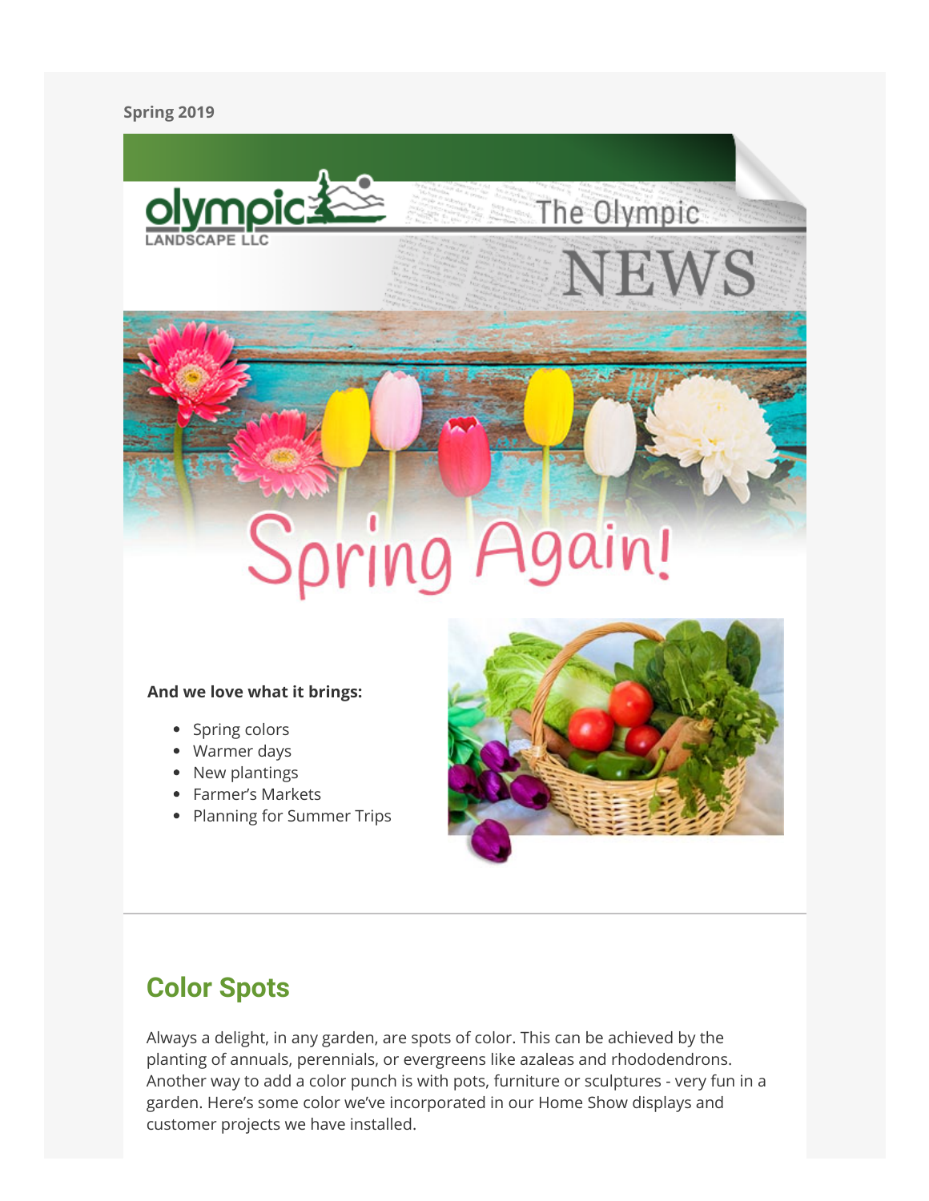Spring 2019

# The Olympic NEWS

## Spring Again!

**And we love what it brings:**

- Spring colors
- Warmer days
- New plantings
- Farmer's Markets
- Planning for Summer Trips

## Color Spots

Always a delight, in any garden, are spots of color. This can be achieved by the planting of annuals, perennials, or evergreens like azaleas and rhododendrons. Another way to add a color punch is with pots, furniture or sculptures - very fun in a garden. Here's some color we've incorporated in our Home Show displays and customer projects we have installed.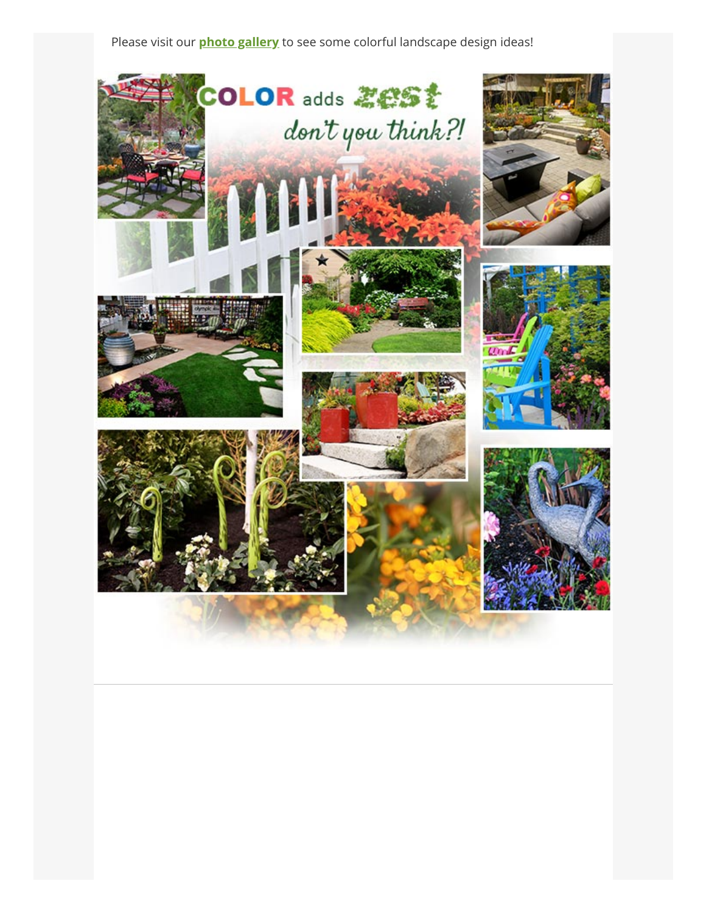Please visit our **photo gallery** to see some colorful landscape design ideas!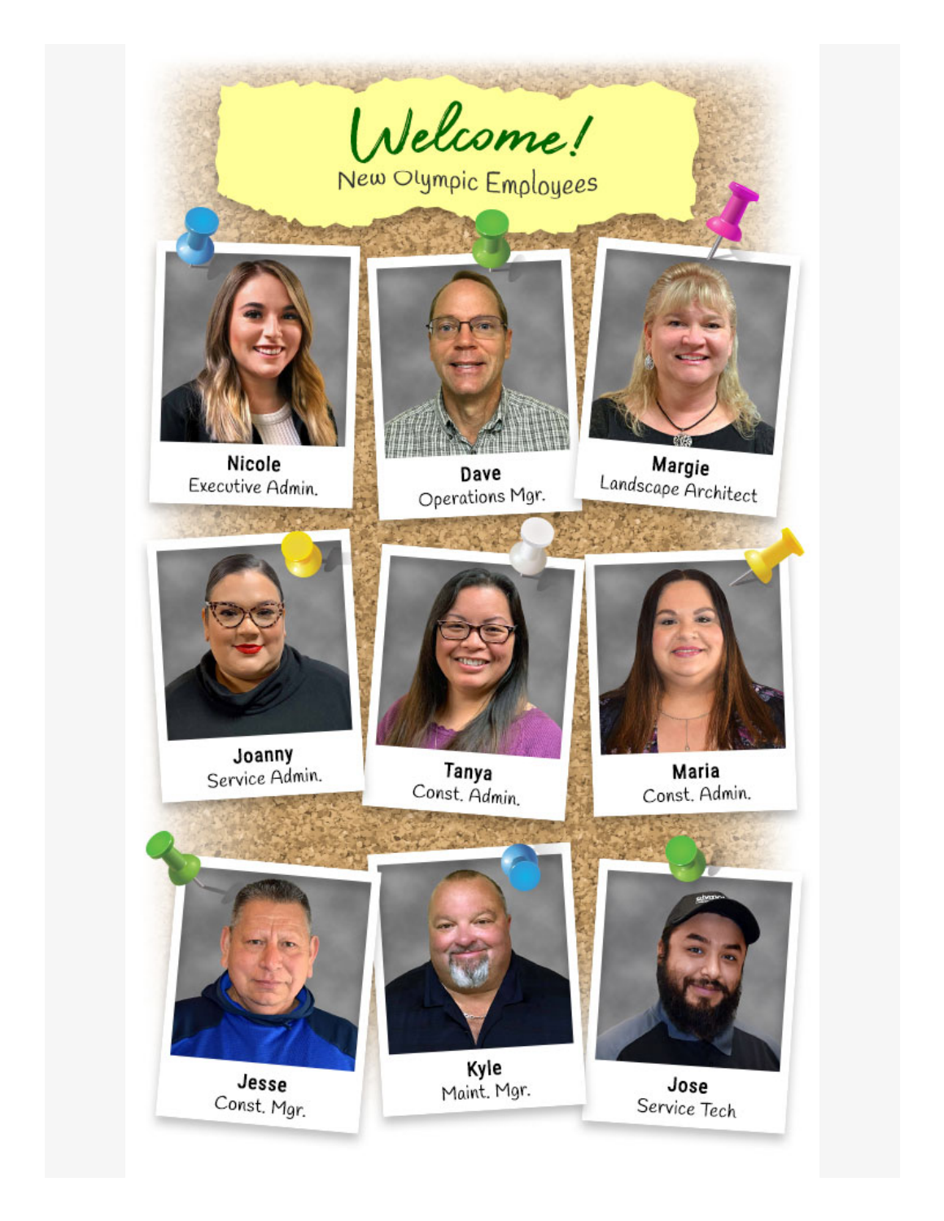# Welcome!

## New Olympic Employees

**Nicole**
Executive Admin.

**Dave**
Operations Mgr.

**Margie**
Landscape Architect

**Joanny**
Service Admin.

**Tanya**
Const. Admin.

**Maria**
Const. Admin.

**Jesse**
Const. Mgr.

**Kyle**
Maint. Mgr.

**Jose**
Service Tech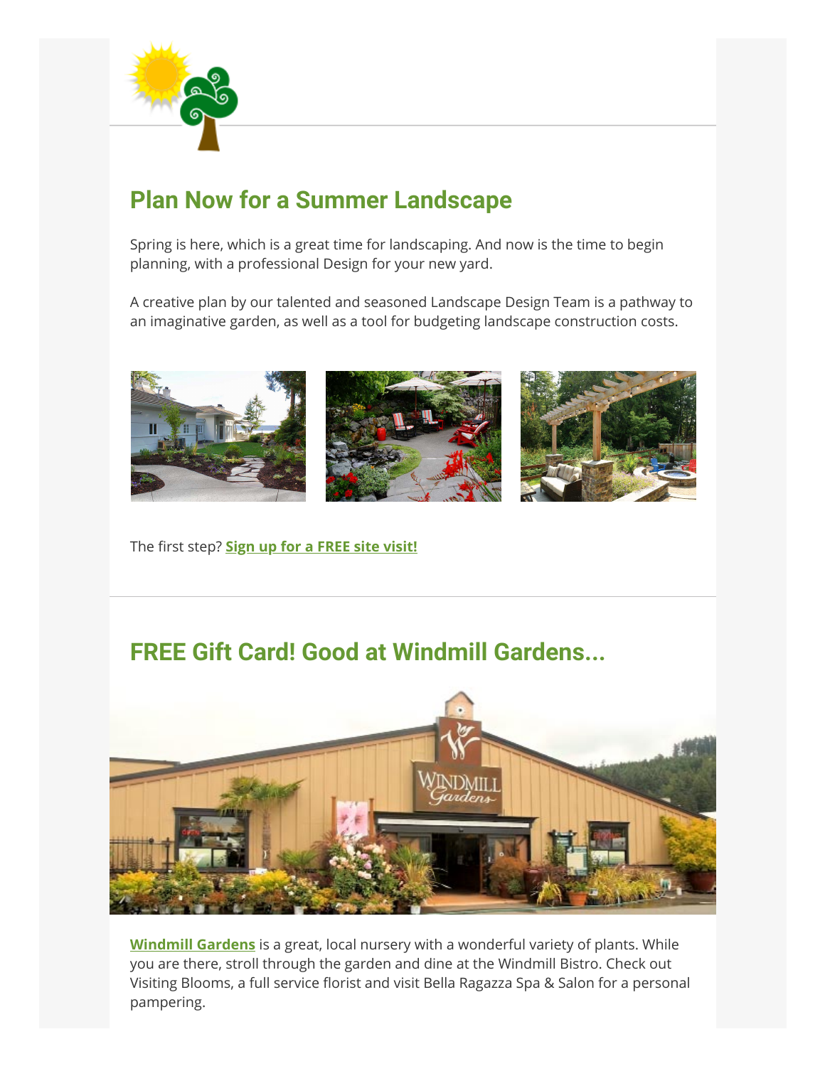## Plan Now for a Summer Landscape

Spring is here, which is a great time for landscaping. And now is the time to begin planning, with a professional Design for your new yard.

A creative plan by our talented and seasoned Landscape Design Team is a pathway to an imaginative garden, as well as a tool for budgeting landscape construction costs.

The first step? **Sign up for a FREE site visit!**

## FREE Gift Card! Good at Windmill Gardens...

**Windmill Gardens** is a great, local nursery with a wonderful variety of plants. While you are there, stroll through the garden and dine at the Windmill Bistro. Check out Visiting Blooms, a full service florist and visit Bella Ragazza Spa & Salon for a personal pampering.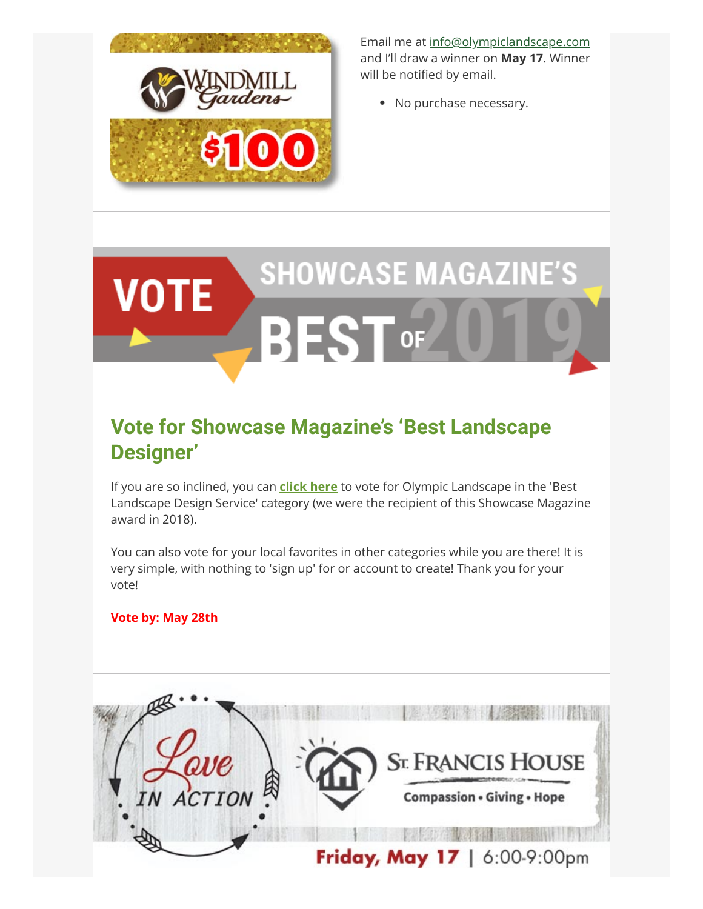Email me at info@olympiclandscape.com and I'll draw a winner on **May 17**. Winner will be notified by email.

- No purchase necessary.

## Vote for Showcase Magazine's 'Best Landscape Designer'

If you are so inclined, you can **click here** to vote for Olympic Landscape in the 'Best Landscape Design Service' category (we were the recipient of this Showcase Magazine award in 2018).

You can also vote for your local favorites in other categories while you are there! It is very simple, with nothing to 'sign up' for or account to create! Thank you for your vote!

**Vote by: May 28th**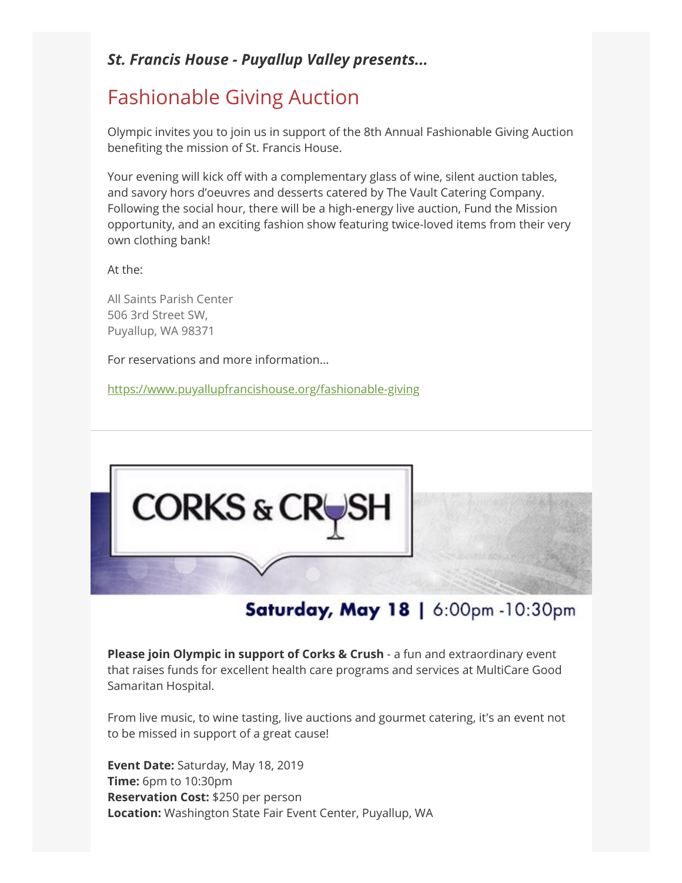***St. Francis House - Puyallup Valley presents...***

## Fashionable Giving Auction

Olympic invites you to join us in support of the 8th Annual Fashionable Giving Auction benefiting the mission of St. Francis House.

Your evening will kick off with a complementary glass of wine, silent auction tables, and savory hors d'oeuvres and desserts catered by The Vault Catering Company. Following the social hour, there will be a high-energy live auction, Fund the Mission opportunity, and an exciting fashion show featuring twice-loved items from their very own clothing bank!

At the:

All Saints Parish Center
506 3rd Street SW,
Puyallup, WA 98371

For reservations and more information...

https://www.puyallupfrancishouse.org/fashionable-giving

---

# CORKS & CRUSH

**Saturday, May 18** | 6:00pm -10:30pm

**Please join Olympic in support of Corks & Crush** - a fun and extraordinary event that raises funds for excellent health care programs and services at MultiCare Good Samaritan Hospital.

From live music, to wine tasting, live auctions and gourmet catering, it's an event not to be missed in support of a great cause!

**Event Date:** Saturday, May 18, 2019
**Time:** 6pm to 10:30pm
**Reservation Cost:** $250 per person
**Location:** Washington State Fair Event Center, Puyallup, WA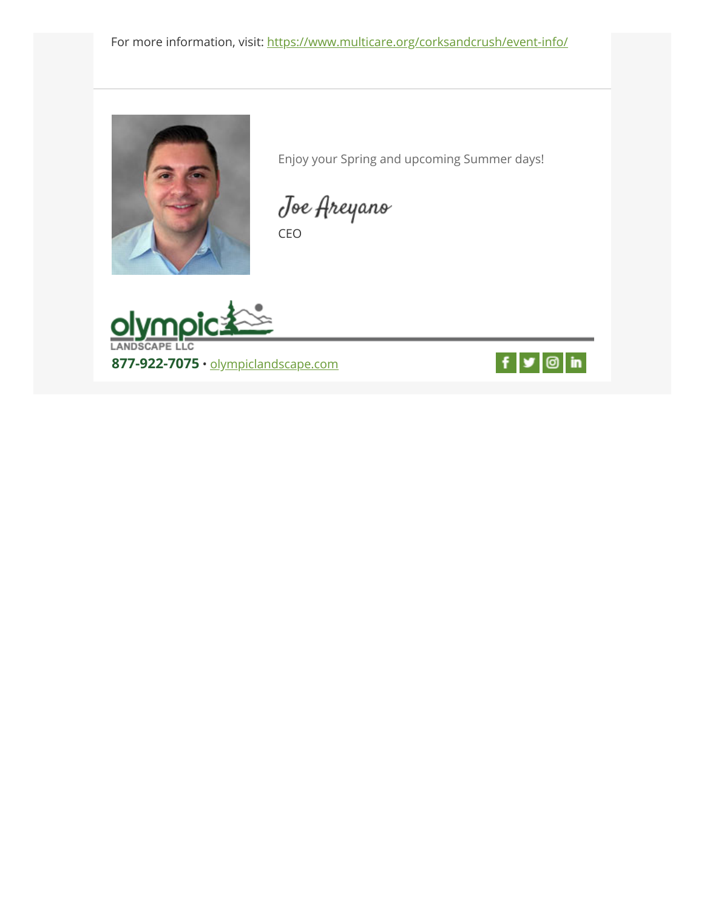For more information, visit: [https://www.multicare.org/corksandcrush/event-info/](https://www.multicare.org/corksandcrush/event-info/)

---

Enjoy your Spring and upcoming Summer days!

*Joe Areyano*

CEO

olympic LANDSCAPE LLC

**877-922-7075** • [olympiclandscape.com](https://olympiclandscape.com)